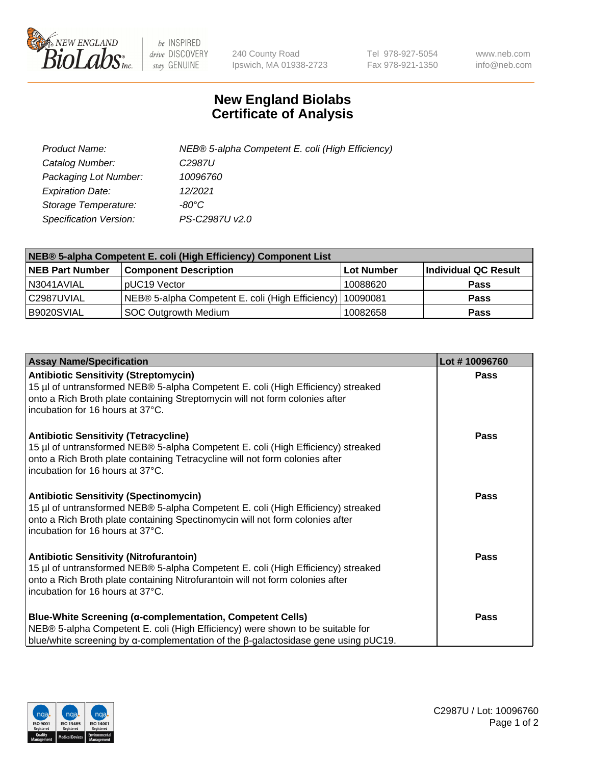# New England Biolabs
# Certificate of Analysis

| | |
|---|---|
| *Product Name:* | *NEB® 5-alpha Competent E. coli (High Efficiency)* |
| *Catalog Number:* | *C2987U* |
| *Packaging Lot Number:* | *10096760* |
| *Expiration Date:* | *12/2021* |
| *Storage Temperature:* | *-80°C* |
| *Specification Version:* | *PS-C2987U v2.0* |

| NEB® 5-alpha Competent E. coli (High Efficiency) Component List | | | |
|---|---|---|---|
| **NEB Part Number** | **Component Description** | **Lot Number** | **Individual QC Result** |
| N3041AVIAL | pUC19 Vector | 10088620 | **Pass** |
| C2987UVIAL | NEB® 5-alpha Competent E. coli (High Efficiency) | 10090081 | **Pass** |
| B9020SVIAL | SOC Outgrowth Medium | 10082658 | **Pass** |

| Assay Name/Specification | Lot # 10096760 |
|---|---|
| **Antibiotic Sensitivity (Streptomycin)**<br>15 µl of untransformed NEB® 5-alpha Competent E. coli (High Efficiency) streaked onto a Rich Broth plate containing Streptomycin will not form colonies after incubation for 16 hours at 37°C. | **Pass** |
| **Antibiotic Sensitivity (Tetracycline)**<br>15 µl of untransformed NEB® 5-alpha Competent E. coli (High Efficiency) streaked onto a Rich Broth plate containing Tetracycline will not form colonies after incubation for 16 hours at 37°C. | **Pass** |
| **Antibiotic Sensitivity (Spectinomycin)**<br>15 µl of untransformed NEB® 5-alpha Competent E. coli (High Efficiency) streaked onto a Rich Broth plate containing Spectinomycin will not form colonies after incubation for 16 hours at 37°C. | **Pass** |
| **Antibiotic Sensitivity (Nitrofurantoin)**<br>15 µl of untransformed NEB® 5-alpha Competent E. coli (High Efficiency) streaked onto a Rich Broth plate containing Nitrofurantoin will not form colonies after incubation for 16 hours at 37°C. | **Pass** |
| **Blue-White Screening (α-complementation, Competent Cells)**<br>NEB® 5-alpha Competent E. coli (High Efficiency) were shown to be suitable for blue/white screening by α-complementation of the β-galactosidase gene using pUC19. | **Pass** |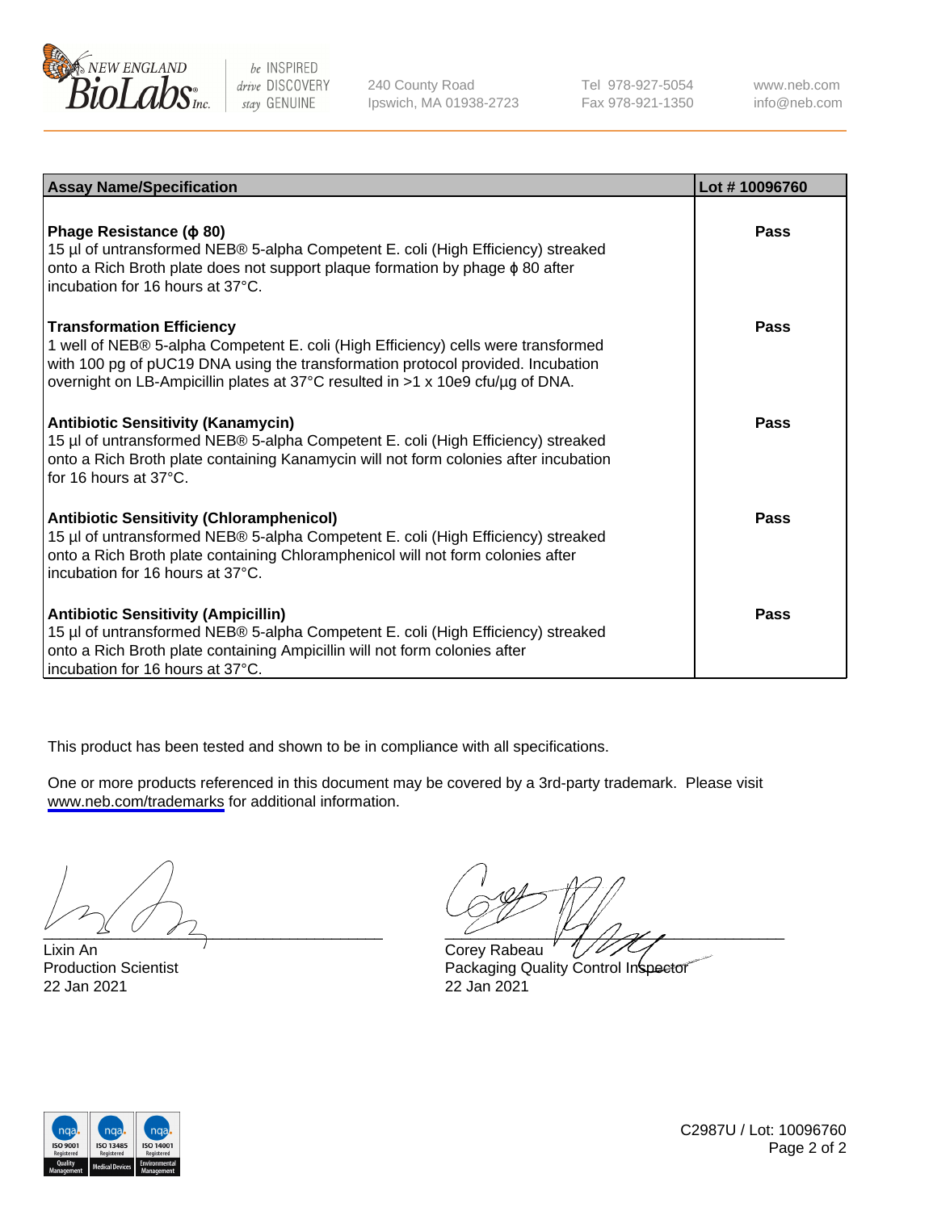| Assay Name/Specification | Lot # 10096760 |
| --- | --- |
| **Phage Resistance ($\phi$ 80)**<br>15 µl of untransformed NEB® 5-alpha Competent E. coli (High Efficiency) streaked onto a Rich Broth plate does not support plaque formation by phage $\phi$ 80 after incubation for 16 hours at 37°C. | Pass |
| **Transformation Efficiency**<br>1 well of NEB® 5-alpha Competent E. coli (High Efficiency) cells were transformed with 100 pg of pUC19 DNA using the transformation protocol provided. Incubation overnight on LB-Ampicillin plates at 37°C resulted in >1 x 10e9 cfu/µg of DNA. | Pass |
| **Antibiotic Sensitivity (Kanamycin)**<br>15 µl of untransformed NEB® 5-alpha Competent E. coli (High Efficiency) streaked onto a Rich Broth plate containing Kanamycin will not form colonies after incubation for 16 hours at 37°C. | Pass |
| **Antibiotic Sensitivity (Chloramphenicol)**<br>15 µl of untransformed NEB® 5-alpha Competent E. coli (High Efficiency) streaked onto a Rich Broth plate containing Chloramphenicol will not form colonies after incubation for 16 hours at 37°C. | Pass |
| **Antibiotic Sensitivity (Ampicillin)**<br>15 µl of untransformed NEB® 5-alpha Competent E. coli (High Efficiency) streaked onto a Rich Broth plate containing Ampicillin will not form colonies after incubation for 16 hours at 37°C. | Pass |

This product has been tested and shown to be in compliance with all specifications.

One or more products referenced in this document may be covered by a 3rd-party trademark. Please visit www.neb.com/trademarks for additional information.

Lixin An
Production Scientist
22 Jan 2021

Corey Rabeau
Packaging Quality Control Inspector
22 Jan 2021

C2987U / Lot: 10096760